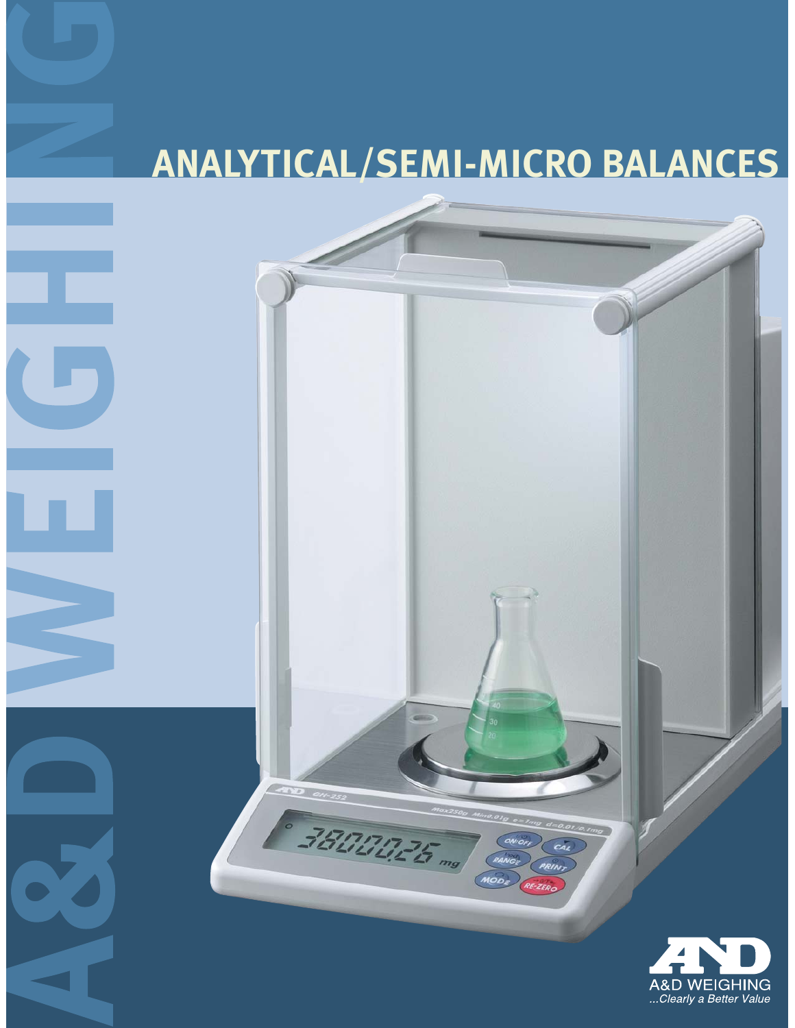# ANALYTICAL/SEMI-MICRO BALANCES

A&D WEIGHING

A&D WEIGHING
...Clearly a Better Value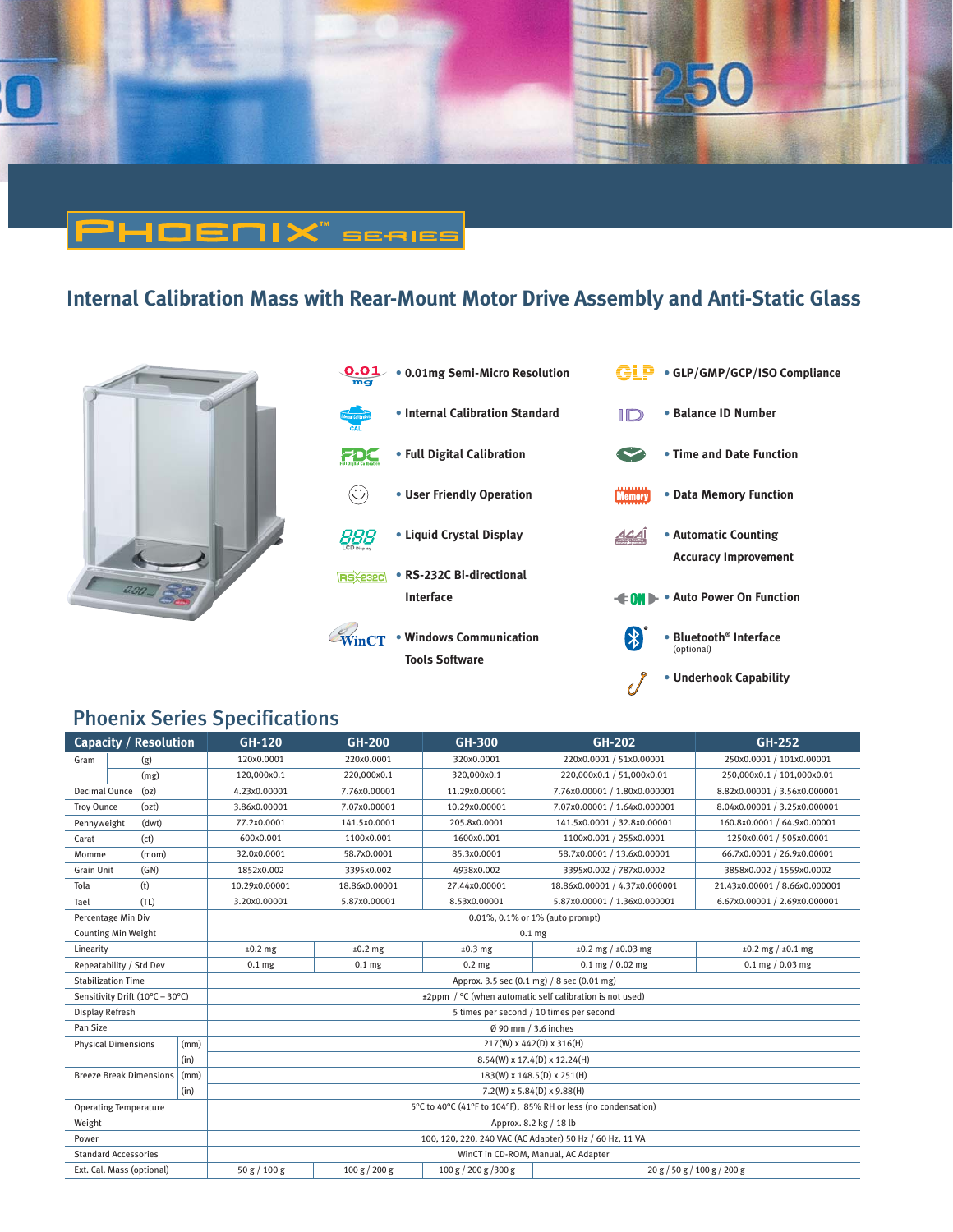# PHOENIX™ SERIES

## Internal Calibration Mass with Rear-Mount Motor Drive Assembly and Anti-Static Glass

- 0.01mg Semi-Micro Resolution
- Internal Calibration Standard
- Full Digital Calibration
- User Friendly Operation
- Liquid Crystal Display
- RS-232C Bi-directional Interface
- Windows Communication Tools Software
- GLP/GMP/GCP/ISO Compliance
- Balance ID Number
- Time and Date Function
- Data Memory Function
- Automatic Counting Accuracy Improvement
- Auto Power On Function
- Bluetooth® Interface (optional)
- Underhook Capability

## Phoenix Series Specifications

| Capacity / Resolution | | GH-120 | GH-200 | GH-300 | GH-202 | GH-252 |
|---|---|---|---|---|---|---|
| Gram | (g) | 120x0.0001 | 220x0.0001 | 320x0.0001 | 220x0.0001 / 51x0.00001 | 250x0.0001 / 101x0.00001 |
| | (mg) | 120,000x0.1 | 220,000x0.1 | 320,000x0.1 | 220,000x0.1 / 51,000x0.01 | 250,000x0.1 / 101,000x0.01 |
| Decimal Ounce | (oz) | 4.23x0.00001 | 7.76x0.00001 | 11.29x0.00001 | 7.76x0.00001 / 1.80x0.000001 | 8.82x0.00001 / 3.56x0.000001 |
| Troy Ounce | (ozt) | 3.86x0.00001 | 7.07x0.00001 | 10.29x0.00001 | 7.07x0.00001 / 1.64x0.000001 | 8.04x0.00001 / 3.25x0.000001 |
| Pennyweight | (dwt) | 77.2x0.0001 | 141.5x0.0001 | 205.8x0.0001 | 141.5x0.0001 / 32.8x0.00001 | 160.8x0.0001 / 64.9x0.00001 |
| Carat | (ct) | 600x0.001 | 1100x0.001 | 1600x0.001 | 1100x0.001 / 255x0.0001 | 1250x0.001 / 505x0.0001 |
| Momme | (mom) | 32.0x0.0001 | 58.7x0.0001 | 85.3x0.0001 | 58.7x0.0001 / 13.6x0.00001 | 66.7x0.0001 / 26.9x0.00001 |
| Grain Unit | (GN) | 1852x0.002 | 3395x0.002 | 4938x0.002 | 3395x0.002 / 787x0.0002 | 3858x0.002 / 1559x0.0002 |
| Tola | (t) | 10.29x0.00001 | 18.86x0.00001 | 27.44x0.00001 | 18.86x0.00001 / 4.37x0.000001 | 21.43x0.00001 / 8.66x0.000001 |
| Tael | (TL) | 3.20x0.00001 | 5.87x0.00001 | 8.53x0.00001 | 5.87x0.00001 / 1.36x0.000001 | 6.67x0.00001 / 2.69x0.000001 |
| Percentage Min Div | | 0.01%, 0.1% or 1% (auto prompt) | | | | |
| Counting Min Weight | | 0.1 mg | | | | |
| Linearity | | ±0.2 mg | ±0.2 mg | ±0.3 mg | ±0.2 mg / ±0.03 mg | ±0.2 mg / ±0.1 mg |
| Repeatability / Std Dev | | 0.1 mg | 0.1 mg | 0.2 mg | 0.1 mg / 0.02 mg | 0.1 mg / 0.03 mg |
| Stabilization Time | | Approx. 3.5 sec (0.1 mg) / 8 sec (0.01 mg) | | | | |
| Sensitivity Drift (10°C – 30°C) | | ±2ppm / °C (when automatic self calibration is not used) | | | | |
| Display Refresh | | 5 times per second / 10 times per second | | | | |
| Pan Size | | Ø 90 mm / 3.6 inches | | | | |
| Physical Dimensions | (mm) | 217(W) x 442(D) x 316(H) | | | | |
| | (in) | 8.54(W) x 17.4(D) x 12.24(H) | | | | |
| Breeze Break Dimensions | (mm) | 183(W) x 148.5(D) x 251(H) | | | | |
| | (in) | 7.2(W) x 5.84(D) x 9.88(H) | | | | |
| Operating Temperature | | 5°C to 40°C (41°F to 104°F), 85% RH or less (no condensation) | | | | |
| Weight | | Approx. 8.2 kg / 18 lb | | | | |
| Power | | 100, 120, 220, 240 VAC (AC Adapter) 50 Hz / 60 Hz, 11 VA | | | | |
| Standard Accessories | | WinCT in CD-ROM, Manual, AC Adapter | | | | |
| Ext. Cal. Mass (optional) | | 50 g / 100 g | 100 g / 200 g | 100 g / 200 g /300 g | 20 g / 50 g / 100 g / 200 g | |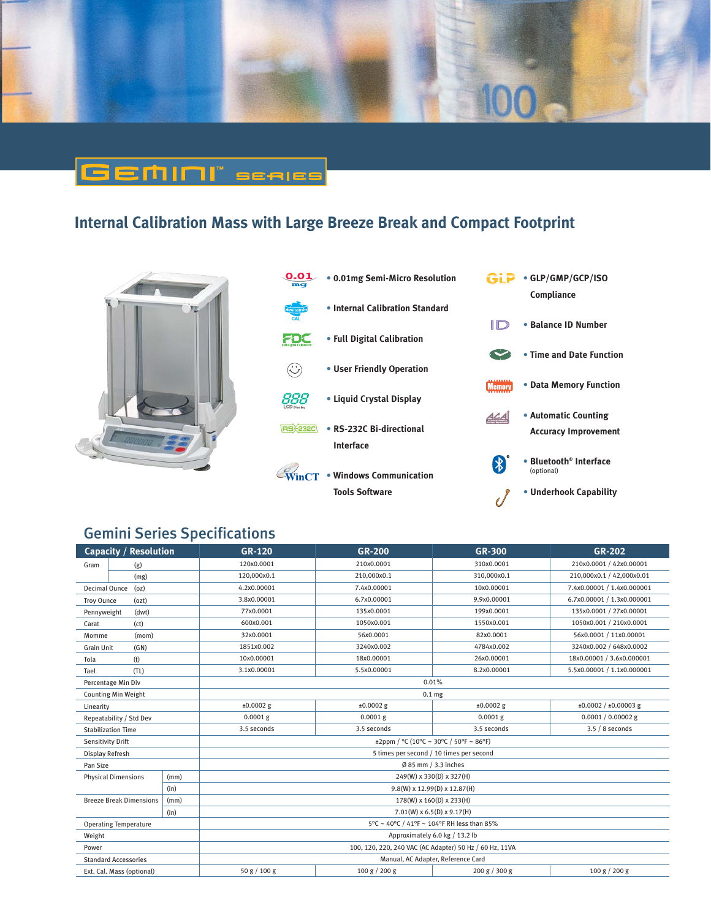# GEMINI™ SERIES

## Internal Calibration Mass with Large Breeze Break and Compact Footprint

- 0.01mg Semi-Micro Resolution
- Internal Calibration Standard
- Full Digital Calibration
- User Friendly Operation
- Liquid Crystal Display
- RS-232C Bi-directional Interface
- Windows Communication Tools Software
- GLP/GMP/GCP/ISO Compliance
- Balance ID Number
- Time and Date Function
- Data Memory Function
- Automatic Counting Accuracy Improvement
- Bluetooth® Interface (optional)
- Underhook Capability

## Gemini Series Specifications

| Capacity / Resolution | | GR-120 | GR-200 | GR-300 | GR-202 |
|---|---|---|---|---|---|
| Gram | (g) | 120x0.0001 | 210x0.0001 | 310x0.0001 | 210x0.0001 / 42x0.00001 |
| | (mg) | 120,000x0.1 | 210,000x0.1 | 310,000x0.1 | 210,000x0.1 / 42,000x0.01 |
| Decimal Ounce | (oz) | 4.2x0.00001 | 7.4x0.00001 | 10x0.00001 | 7.4x0.00001 / 1.4x0.000001 |
| Troy Ounce | (ozt) | 3.8x0.00001 | 6.7x0.00001 | 9.9x0.00001 | 6.7x0.00001 / 1.3x0.000001 |
| Pennyweight | (dwt) | 77x0.0001 | 135x0.0001 | 199x0.0001 | 135x0.0001 / 27x0.00001 |
| Carat | (ct) | 600x0.001 | 1050x0.001 | 1550x0.001 | 1050x0.001 / 210x0.0001 |
| Momme | (mom) | 32x0.0001 | 56x0.0001 | 82x0.0001 | 56x0.0001 / 11x0.00001 |
| Grain Unit | (GN) | 1851x0.002 | 3240x0.002 | 4784x0.002 | 3240x0.002 / 648x0.0002 |
| Tola | (t) | 10x0.00001 | 18x0.00001 | 26x0.00001 | 18x0.00001 / 3.6x0.000001 |
| Tael | (TL) | 3.1x0.00001 | 5.5x0.00001 | 8.2x0.00001 | 5.5x0.00001 / 1.1x0.000001 |
| Percentage Min Div | | 0.01% | | | |
| Counting Min Weight | | 0.1 mg | | | |
| Linearity | | ±0.0002 g | ±0.0002 g | ±0.0002 g | ±0.0002 / ±0.00003 g |
| Repeatability / Std Dev | | 0.0001 g | 0.0001 g | 0.0001 g | 0.0001 / 0.00002 g |
| Stabilization Time | | 3.5 seconds | 3.5 seconds | 3.5 seconds | 3.5 / 8 seconds |
| Sensitivity Drift | | ±2ppm / °C (10°C ~ 30°C / 50°F ~ 86°F) | | | |
| Display Refresh | | 5 times per second / 10 times per second | | | |
| Pan Size | | Ø 85 mm / 3.3 inches | | | |
| Physical Dimensions | (mm) | 249(W) x 330(D) x 327(H) | | | |
| | (in) | 9.8(W) x 12.99(D) x 12.87(H) | | | |
| Breeze Break Dimensions | (mm) | 178(W) x 160(D) x 233(H) | | | |
| | (in) | 7.01(W) x 6.5(D) x 9.17(H) | | | |
| Operating Temperature | | 5°C ~ 40°C / 41°F ~ 104°F RH less than 85% | | | |
| Weight | | Approximately 6.0 kg / 13.2 lb | | | |
| Power | | 100, 120, 220, 240 VAC (AC Adapter) 50 Hz / 60 Hz, 11VA | | | |
| Standard Accessories | | Manual, AC Adapter, Reference Card | | | |
| Ext. Cal. Mass (optional) | | 50 g / 100 g | 100 g / 200 g | 200 g / 300 g | 100 g / 200 g |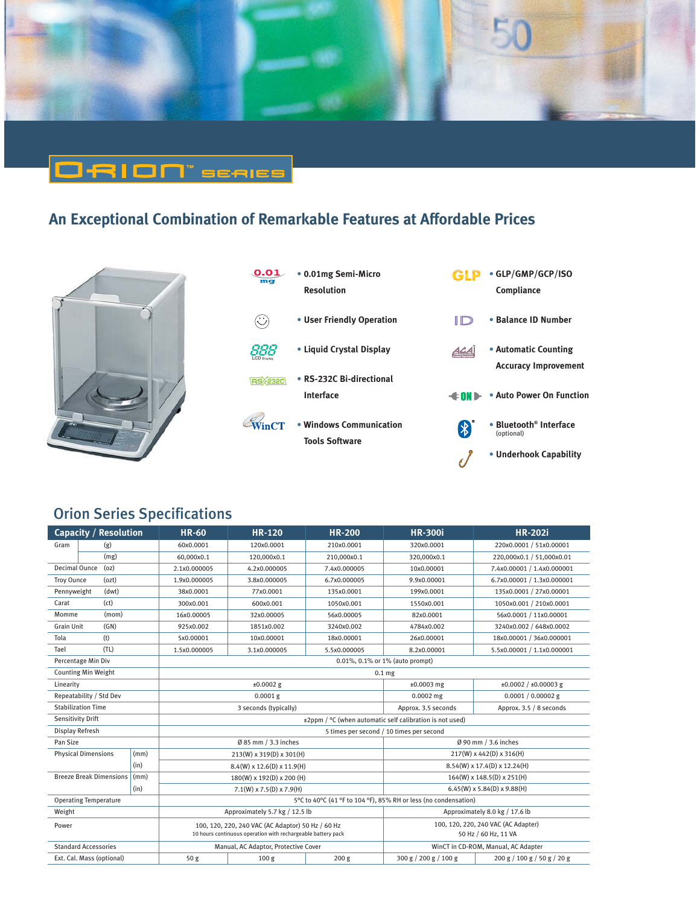# ORION™ SERIES

## An Exceptional Combination of Remarkable Features at Affordable Prices

- 0.01mg Semi-Micro Resolution
- User Friendly Operation
- Liquid Crystal Display
- RS-232C Bi-directional Interface
- Windows Communication Tools Software
- GLP/GMP/GCP/ISO Compliance
- Balance ID Number
- Automatic Counting Accuracy Improvement
- Auto Power On Function
- Bluetooth® Interface (optional)
- Underhook Capability

## Orion Series Specifications

| Capacity / Resolution | | HR-60 | HR-120 | HR-200 | HR-300i | HR-202i |
|---|---|---|---|---|---|---|
| Gram | (g) | 60x0.0001 | 120x0.0001 | 210x0.0001 | 320x0.0001 | 220x0.0001 / 51x0.00001 |
| | (mg) | 60,000x0.1 | 120,000x0.1 | 210,000x0.1 | 320,000x0.1 | 220,000x0.1 / 51,000x0.01 |
| Decimal Ounce | (oz) | 2.1x0.000005 | 4.2x0.000005 | 7.4x0.000005 | 10x0.00001 | 7.4x0.00001 / 1.4x0.000001 |
| Troy Ounce | (ozt) | 1.9x0.000005 | 3.8x0.000005 | 6.7x0.000005 | 9.9x0.00001 | 6.7x0.00001 / 1.3x0.000001 |
| Pennyweight | (dwt) | 38x0.0001 | 77x0.0001 | 135x0.0001 | 199x0.0001 | 135x0.0001 / 27x0.00001 |
| Carat | (ct) | 300x0.001 | 600x0.001 | 1050x0.001 | 1550x0.001 | 1050x0.001 / 210x0.0001 |
| Momme | (mom) | 16x0.00005 | 32x0.00005 | 56x0.00005 | 82x0.0001 | 56x0.0001 / 11x0.00001 |
| Grain Unit | (GN) | 925x0.002 | 1851x0.002 | 3240x0.002 | 4784x0.002 | 3240x0.002 / 648x0.0002 |
| Tola | (t) | 5x0.00001 | 10x0.00001 | 18x0.00001 | 26x0.00001 | 18x0.00001 / 36x0.000001 |
| Tael | (TL) | 1.5x0.000005 | 3.1x0.000005 | 5.5x0.000005 | 8.2x0.00001 | 5.5x0.00001 / 1.1x0.000001 |
| Percentage Min Div | | 0.01%, 0.1% or 1% (auto prompt) | | | | |
| Counting Min Weight | | 0.1 mg | | | | |
| Linearity | | ±0.0002 g | | | ±0.0003 mg | ±0.0002 / ±0.00003 g |
| Repeatability / Std Dev | | 0.0001 g | | | 0.0002 mg | 0.0001 / 0.00002 g |
| Stabilization Time | | 3 seconds (typically) | | | Approx. 3.5 seconds | Approx. 3.5 / 8 seconds |
| Sensitivity Drift | | ±2ppm / °C (when automatic self calibration is not used) | | | | |
| Display Refresh | | 5 times per second / 10 times per second | | | | |
| Pan Size | | Ø 85 mm / 3.3 inches | | | Ø 90 mm / 3.6 inches | |
| Physical Dimensions | (mm) | 213(W) x 319(D) x 301(H) | | | 217(W) x 442(D) x 316(H) | |
| | (in) | 8.4(W) x 12.6(D) x 11.9(H) | | | 8.54(W) x 17.4(D) x 12.24(H) | |
| Breeze Break Dimensions | (mm) | 180(W) x 192(D) x 200 (H) | | | 164(W) x 148.5(D) x 251(H) | |
| | (in) | 7.1(W) x 7.5(D) x 7.9(H) | | | 6.45(W) x 5.84(D) x 9.88(H) | |
| Operating Temperature | | 5°C to 40°C (41 °F to 104 °F), 85% RH or less (no condensation) | | | | |
| Weight | | Approximately 5.7 kg / 12.5 lb | | | Approximately 8.0 kg / 17.6 lb | |
| Power | | 100, 120, 220, 240 VAC (AC Adaptor) 50 Hz / 60 Hz; 10 hours continuous operation with rechargeable battery pack | | | 100, 120, 220, 240 VAC (AC Adapter) 50 Hz / 60 Hz, 11 VA | |
| Standard Accessories | | Manual, AC Adaptor, Protective Cover | | | WinCT in CD-ROM, Manual, AC Adapter | |
| Ext. Cal. Mass (optional) | | 50 g | 100 g | 200 g | 300 g / 200 g / 100 g | 200 g / 100 g / 50 g / 20 g |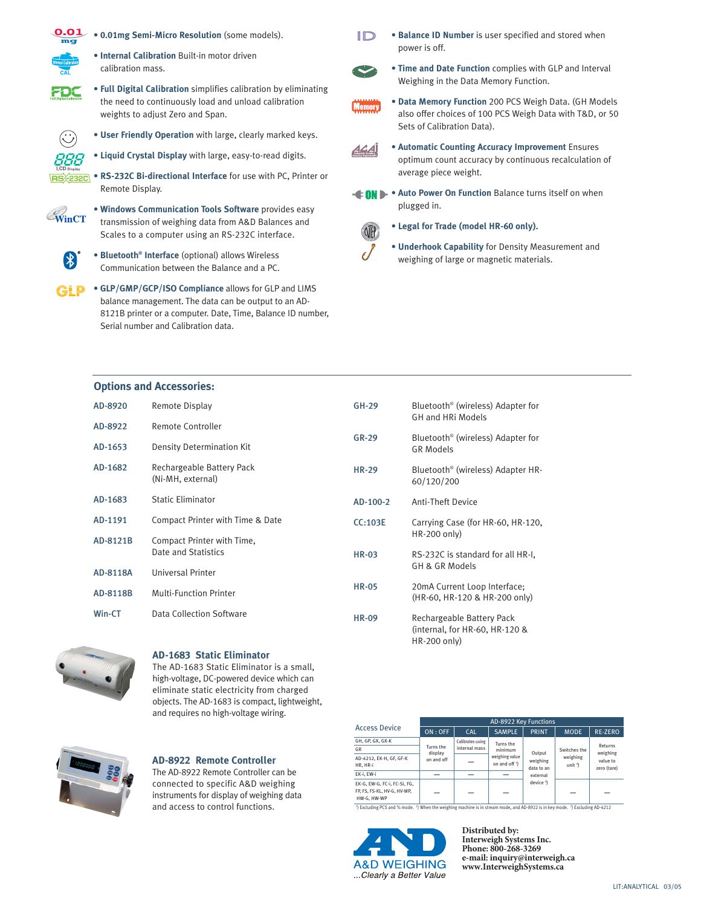- **0.01mg Semi-Micro Resolution** (some models).
- **Internal Calibration** Built-in motor driven calibration mass.
- **Full Digital Calibration** simplifies calibration by eliminating the need to continuously load and unload calibration weights to adjust Zero and Span.
- **User Friendly Operation** with large, clearly marked keys.
- **Liquid Crystal Display** with large, easy-to-read digits.
- **RS-232C Bi-directional Interface** for use with PC, Printer or Remote Display.
- **Windows Communication Tools Software** provides easy transmission of weighing data from A&D Balances and Scales to a computer using an RS-232C interface.
- **Bluetooth® Interface** (optional) allows Wireless Communication between the Balance and a PC.
- **GLP/GMP/GCP/ISO Compliance** allows for GLP and LIMS balance management. The data can be output to an AD-8121B printer or a computer. Date, Time, Balance ID number, Serial number and Calibration data.
- **Balance ID Number** is user specified and stored when power is off.
- **Time and Date Function** complies with GLP and Interval Weighing in the Data Memory Function.
- **Data Memory Function** 200 PCS Weigh Data. (GH Models also offer choices of 100 PCS Weigh Data with T&D, or 50 Sets of Calibration Data).
- **Automatic Counting Accuracy Improvement** Ensures optimum count accuracy by continuous recalculation of average piece weight.
- **Auto Power On Function** Balance turns itself on when plugged in.
- **Legal for Trade (model HR-60 only).**
- **Underhook Capability** for Density Measurement and weighing of large or magnetic materials.

## Options and Accessories:

| | |
|---|---|
| AD-8920 | Remote Display |
| AD-8922 | Remote Controller |
| AD-1653 | Density Determination Kit |
| AD-1682 | Rechargeable Battery Pack (Ni-MH, external) |
| AD-1683 | Static Eliminator |
| AD-1191 | Compact Printer with Time & Date |
| AD-8121B | Compact Printer with Time, Date and Statistics |
| AD-8118A | Universal Printer |
| AD-8118B | Multi-Function Printer |
| Win-CT | Data Collection Software |
| GH-29 | Bluetooth® (wireless) Adapter for GH and HRi Models |
| GR-29 | Bluetooth® (wireless) Adapter for GR Models |
| HR-29 | Bluetooth® (wireless) Adapter HR-60/120/200 |
| AD-100-2 | Anti-Theft Device |
| CC:103E | Carrying Case (for HR-60, HR-120, HR-200 only) |
| HR-03 | RS-232C is standard for all HR-I, GH & GR Models |
| HR-05 | 20mA Current Loop Interface; (HR-60, HR-120 & HR-200 only) |
| HR-09 | Rechargeable Battery Pack (internal, for HR-60, HR-120 & HR-200 only) |

### AD-1683 Static Eliminator

The AD-1683 Static Eliminator is a small, high-voltage, DC-powered device which can eliminate static electricity from charged objects. The AD-1683 is compact, lightweight, and requires no high-voltage wiring.

### AD-8922 Remote Controller

The AD-8922 Remote Controller can be connected to specific A&D weighing instruments for display of weighing data and access to control functions.

| Access Device | AD-8922 Key Functions | | | | | |
|---|---|---|---|---|---|---|
| | ON : OFF | CAL | SAMPLE | PRINT | MODE | RE-ZERO |
| GH, GP, GX, GX-K | Turns the display on and off | Calibrates using internal mass | Turns the minimum weighing value on and off [1] | Output weighing data to an external device [2] | Switches the weighing unit [3] | Returns weighing value to zero (tare) |
| GR | | | | | | |
| AD-4212, EK-H, GF, GF-K HR, HR-i | | — | | | | |
| EK-i, EW-i | — | — | — | | | |
| EK-G, EW-G, FC-i, FC-Si, FG, FP, FS, FS-KL, HV-G, HV-WP, HW-G, HW-WP | — | — | — | | — | — |

[1] Excluding PCS and % mode. [2] When the weighing machine is in stream mode, and AD-8922 is in key mode. [3] Excluding AD-4212

A&D WEIGHING
...Clearly a Better Value

**Distributed by:**
**Interweigh Systems Inc.**
**Phone: 800-268-3269**
**e-mail: inquiry@interweigh.ca**
**www.InterweighSystems.ca**

LIT:ANALYTICAL 03/05